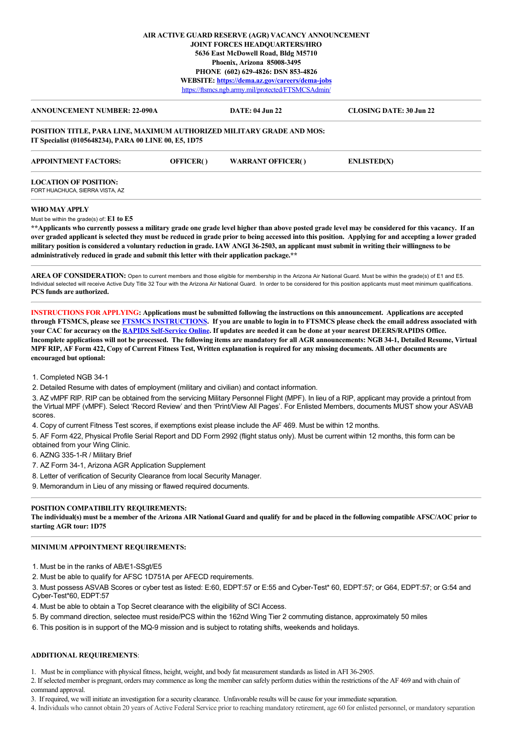**AIR ACTIVE GUARD RESERVE (AGR) VACANCY ANNOUNCEMENT**
**JOINT FORCES HEADQUARTERS/HRO**
**5636 East McDowell Road, Bldg M5710**
**Phoenix, Arizona 85008-3495**
**PHONE (602) 629-4826: DSN 853-4826**
**WEBSITE: https://dema.az.gov/careers/dema-jobs**
https://ftsmcs.ngb.army.mil/protected/FTSMCSAdmin/

---

**ANNOUNCEMENT NUMBER: 22-090A** | **DATE: 04 Jun 22** | **CLOSING DATE: 30 Jun 22**

---

**POSITION TITLE, PARA LINE, MAXIMUM AUTHORIZED MILITARY GRADE AND MOS:**
**IT Specialist (0105648234), PARA 00 LINE 00, E5, 1D75**

---

**APPOINTMENT FACTORS:** **OFFICER( )** **WARRANT OFFICER( )** **ENLISTED(X)**

---

**LOCATION OF POSITION:**
FORT HUACHUCA, SIERRA VISTA, AZ

---

**WHO MAY APPLY**

Must be within the grade(s) of: **E1 to E5**

**\*\*Applicants who currently possess a military grade one grade level higher than above posted grade level may be considered for this vacancy. If an over graded applicant is selected they must be reduced in grade prior to being accessed into this position. Applying for and accepting a lower graded military position is considered a voluntary reduction in grade. IAW ANGI 36-2503, an applicant must submit in writing their willingness to be administratively reduced in grade and submit this letter with their application package.\*\***

---

**AREA OF CONSIDERATION:** Open to current members and those eligible for membership in the Arizona Air National Guard. Must be within the grade(s) of E1 and E5. Individual selected will receive Active Duty Title 32 Tour with the Arizona Air National Guard. In order to be considered for this position applicants must meet minimum qualifications. **PCS funds are authorized.**

---

**INSTRUCTIONS FOR APPLYING: Applications must be submitted following the instructions on this announcement. Applications are accepted through FTSMCS, please see FTSMCS INSTRUCTIONS. If you are unable to login in to FTSMCS please check the email address associated with your CAC for accuracy on the RAPIDS Self-Service Online. If updates are needed it can be done at your nearest DEERS/RAPIDS Office. Incomplete applications will not be processed. The following items are mandatory for all AGR announcements: NGB 34-1, Detailed Resume, Virtual MPF RIP, AF Form 422, Copy of Current Fitness Test, Written explanation is required for any missing documents. All other documents are encouraged but optional:**

1. Completed NGB 34-1
2. Detailed Resume with dates of employment (military and civilian) and contact information.
3. AZ vMPF RIP. RIP can be obtained from the servicing Military Personnel Flight (MPF). In lieu of a RIP, applicant may provide a printout from the Virtual MPF (vMPF). Select 'Record Review' and then 'Print/View All Pages'. For Enlisted Members, documents MUST show your ASVAB scores.
4. Copy of current Fitness Test scores, if exemptions exist please include the AF 469. Must be within 12 months.
5. AF Form 422, Physical Profile Serial Report and DD Form 2992 (flight status only). Must be current within 12 months, this form can be obtained from your Wing Clinic.
6. AZNG 335-1-R / Military Brief
7. AZ Form 34-1, Arizona AGR Application Supplement
8. Letter of verification of Security Clearance from local Security Manager.
9. Memorandum in Lieu of any missing or flawed required documents.

---

**POSITION COMPATIBILITY REQUIREMENTS:**
**The individual(s) must be a member of the Arizona AIR National Guard and qualify for and be placed in the following compatible AFSC/AOC prior to starting AGR tour: 1D75**

---

**MINIMUM APPOINTMENT REQUIREMENTS:**

1. Must be in the ranks of AB/E1-SSgt/E5
2. Must be able to qualify for AFSC 1D751A per AFECD requirements.
3. Must possess ASVAB Scores or cyber test as listed: E:60, EDPT:57 or E:55 and Cyber-Test* 60, EDPT:57; or G64, EDPT:57; or G:54 and Cyber-Test*60, EDPT:57
4. Must be able to obtain a Top Secret clearance with the eligibility of SCI Access.
5. By command direction, selectee must reside/PCS within the 162nd Wing Tier 2 commuting distance, approximately 50 miles
6. This position is in support of the MQ-9 mission and is subject to rotating shifts, weekends and holidays.

**ADDITIONAL REQUIREMENTS**:

1. Must be in compliance with physical fitness, height, weight, and body fat measurement standards as listed in AFI 36-2905.
2. If selected member is pregnant, orders may commence as long the member can safely perform duties within the restrictions of the AF 469 and with chain of command approval.
3. If required, we will initiate an investigation for a security clearance. Unfavorable results will be cause for your immediate separation.
4. Individuals who cannot obtain 20 years of Active Federal Service prior to reaching mandatory retirement, age 60 for enlisted personnel, or mandatory separation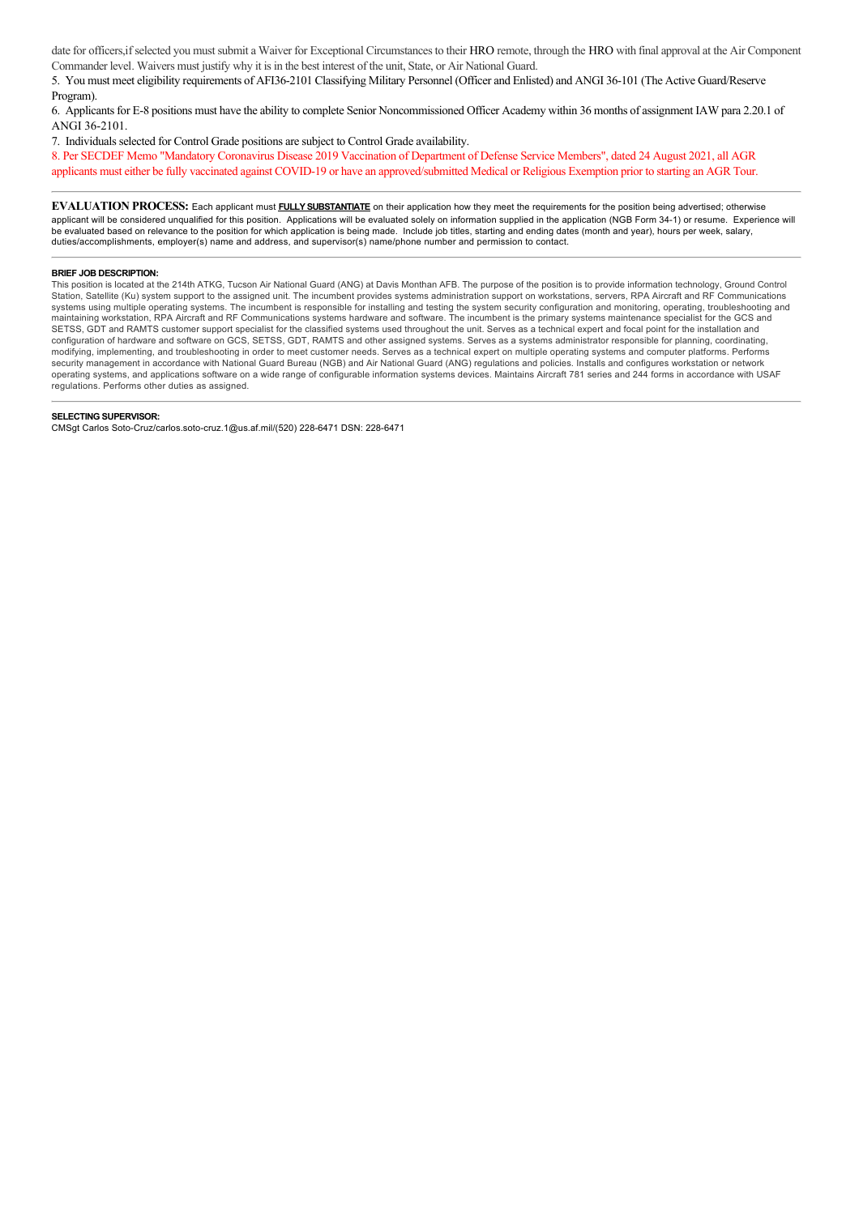date for officers,if selected you must submit a Waiver for Exceptional Circumstances to their HRO remote, through the HRO with final approval at the Air Component Commander level. Waivers must justify why it is in the best interest of the unit, State, or Air National Guard.

5. You must meet eligibility requirements of AFI36-2101 Classifying Military Personnel (Officer and Enlisted) and ANGI 36-101 (The Active Guard/Reserve Program).

6. Applicants for E-8 positions must have the ability to complete Senior Noncommissioned Officer Academy within 36 months of assignment IAW para 2.20.1 of ANGI 36-2101.

7. Individuals selected for Control Grade positions are subject to Control Grade availability.

8. Per SECDEF Memo "Mandatory Coronavirus Disease 2019 Vaccination of Department of Defense Service Members", dated 24 August 2021, all AGR applicants must either be fully vaccinated against COVID-19 or have an approved/submitted Medical or Religious Exemption prior to starting an AGR Tour.

---

**EVALUATION PROCESS:** Each applicant must **FULLY SUBSTANTIATE** on their application how they meet the requirements for the position being advertised; otherwise applicant will be considered unqualified for this position. Applications will be evaluated solely on information supplied in the application (NGB Form 34-1) or resume. Experience will be evaluated based on relevance to the position for which application is being made. Include job titles, starting and ending dates (month and year), hours per week, salary, duties/accomplishments, employer(s) name and address, and supervisor(s) name/phone number and permission to contact.

---

**BRIEF JOB DESCRIPTION:**

This position is located at the 214th ATKG, Tucson Air National Guard (ANG) at Davis Monthan AFB. The purpose of the position is to provide information technology, Ground Control Station, Satellite (Ku) system support to the assigned unit. The incumbent provides systems administration support on workstations, servers, RPA Aircraft and RF Communications systems using multiple operating systems. The incumbent is responsible for installing and testing the system security configuration and monitoring, operating, troubleshooting and maintaining workstation, RPA Aircraft and RF Communications systems hardware and software. The incumbent is the primary systems maintenance specialist for the GCS and SETSS, GDT and RAMTS customer support specialist for the classified systems used throughout the unit. Serves as a technical expert and focal point for the installation and configuration of hardware and software on GCS, SETSS, GDT, RAMTS and other assigned systems. Serves as a systems administrator responsible for planning, coordinating, modifying, implementing, and troubleshooting in order to meet customer needs. Serves as a technical expert on multiple operating systems and computer platforms. Performs security management in accordance with National Guard Bureau (NGB) and Air National Guard (ANG) regulations and policies. Installs and configures workstation or network operating systems, and applications software on a wide range of configurable information systems devices. Maintains Aircraft 781 series and 244 forms in accordance with USAF regulations. Performs other duties as assigned.

---

**SELECTING SUPERVISOR:**

CMSgt Carlos Soto-Cruz/carlos.soto-cruz.1@us.af.mil/(520) 228-6471 DSN: 228-6471